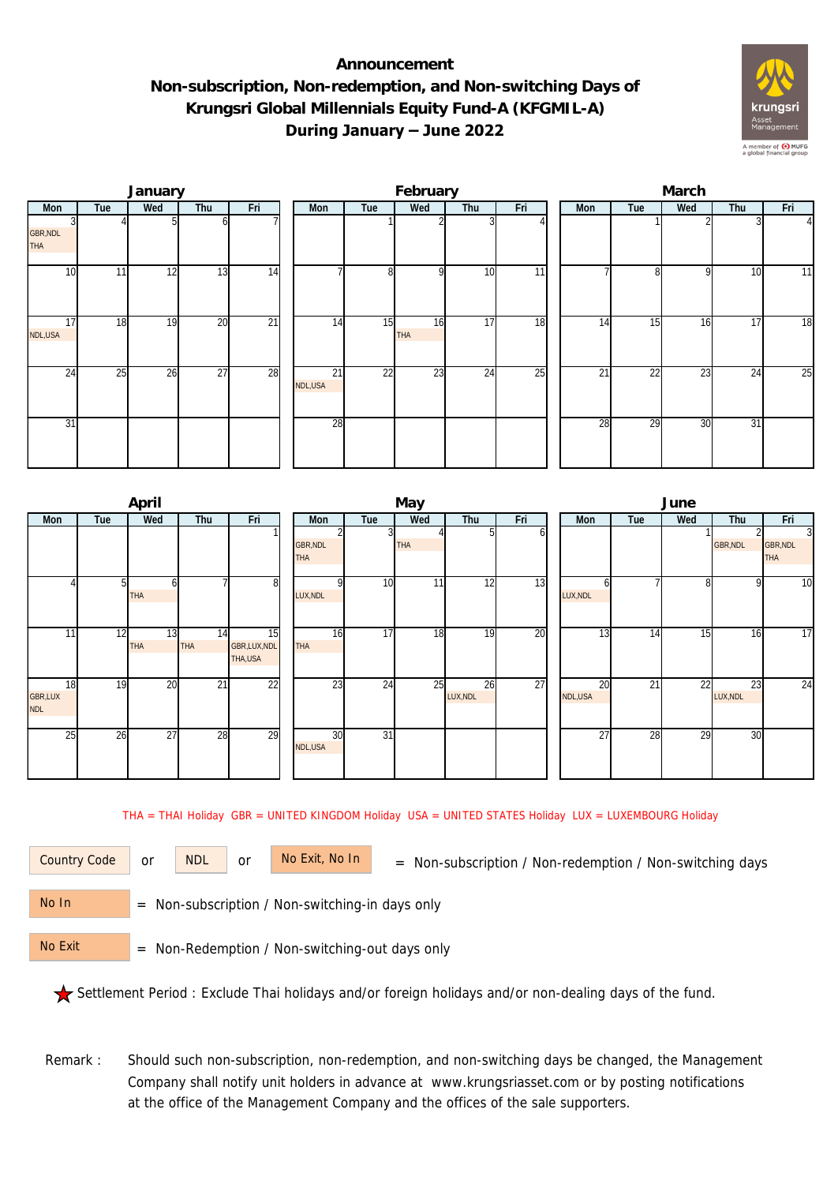# Announcement
## Non-subscription, Non-redemption, and Non-switching Days of Krungsri Global Millennials Equity Fund-A (KFGMIL-A) During January – June 2022

### January

| Mon | Tue | Wed | Thu | Fri |
|---|---|---|---|---|
| 3 GBR,NDL THA | 4 | 5 | 6 | 7 |
| 10 | 11 | 12 | 13 | 14 |
| 17 NDL,USA | 18 | 19 | 20 | 21 |
| 24 | 25 | 26 | 27 | 28 |
| 31 | | | | |

### February

| Mon | Tue | Wed | Thu | Fri |
|---|---|---|---|---|
| | 1 | 2 | 3 | 4 |
| 7 | 8 | 9 | 10 | 11 |
| 14 | 15 | 16 THA | 17 | 18 |
| 21 NDL,USA | 22 | 23 | 24 | 25 |
| 28 | | | | |

### March

| Mon | Tue | Wed | Thu | Fri |
|---|---|---|---|---|
| | 1 | 2 | 3 | 4 |
| 7 | 8 | 9 | 10 | 11 |
| 14 | 15 | 16 | 17 | 18 |
| 21 | 22 | 23 | 24 | 25 |
| 28 | 29 | 30 | 31 | |

### April

| Mon | Tue | Wed | Thu | Fri |
|---|---|---|---|---|
| | | | | 1 |
| 4 | 5 | 6 THA | 7 | 8 |
| 11 | 12 | 13 THA | 14 THA | 15 GBR,LUX,NDL THA,USA |
| 18 GBR,LUX NDL | 19 | 20 | 21 | 22 |
| 25 | 26 | 27 | 28 | 29 |

### May

| Mon | Tue | Wed | Thu | Fri |
|---|---|---|---|---|
| 2 GBR,NDL THA | 3 | 4 THA | 5 | 6 |
| 9 LUX,NDL | 10 | 11 | 12 | 13 |
| 16 THA | 17 | 18 | 19 | 20 |
| 23 | 24 | 25 | 26 LUX,NDL | 27 |
| 30 NDL,USA | 31 | | | |

### June

| Mon | Tue | Wed | Thu | Fri |
|---|---|---|---|---|
| | | 1 | 2 GBR,NDL | 3 GBR,NDL THA |
| 6 LUX,NDL | 7 | 8 | 9 | 10 |
| 13 | 14 | 15 | 16 | 17 |
| 20 NDL,USA | 21 | 22 | 23 LUX,NDL | 24 |
| 27 | 28 | 29 | 30 | |

THA = THAI Holiday GBR = UNITED KINGDOM Holiday USA = UNITED STATES Holiday LUX = LUXEMBOURG Holiday

Country Code or NDL or No Exit, No In = Non-subscription / Non-redemption / Non-switching days

No In = Non-subscription / Non-switching-in days only

No Exit = Non-Redemption / Non-switching-out days only

★ Settlement Period : Exclude Thai holidays and/or foreign holidays and/or non-dealing days of the fund.

Remark : Should such non-subscription, non-redemption, and non-switching days be changed, the Management Company shall notify unit holders in advance at www.krungsriasset.com or by posting notifications at the office of the Management Company and the offices of the sale supporters.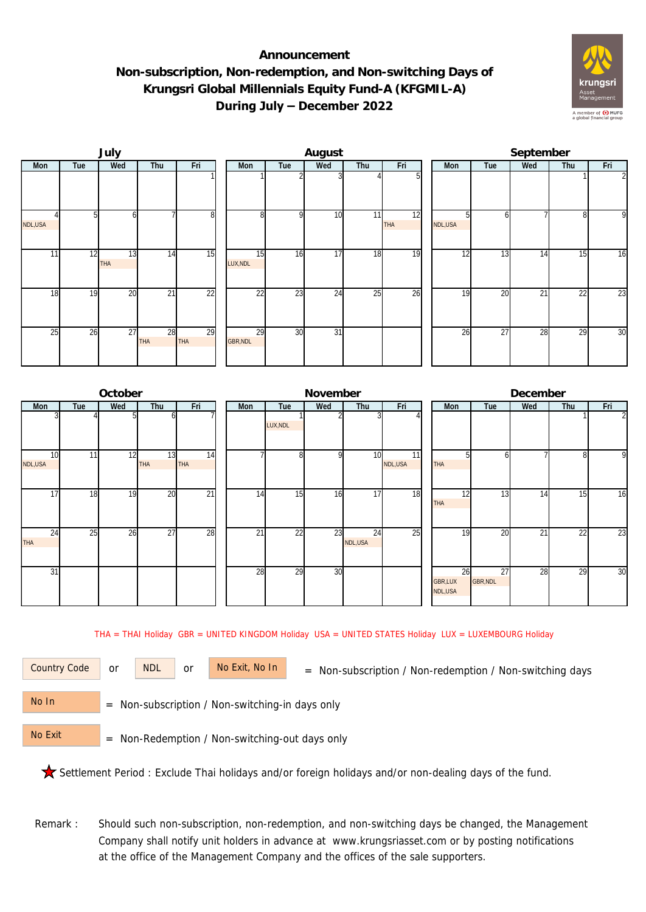**Announcement**
**Non-subscription, Non-redemption, and Non-switching Days of Krungsri Global Millennials Equity Fund-A (KFGMIL-A)**
**During July – December 2022**

### July

| Mon | Tue | Wed | Thu | Fri |
|---|---|---|---|---|
| | | | | 1 |
| 4 NDL,USA | 5 | 6 | 7 | 8 |
| 11 | 12 | 13 THA | 14 | 15 |
| 18 | 19 | 20 | 21 | 22 |
| 25 | 26 | 27 | 28 THA | 29 THA |

### August

| Mon | Tue | Wed | Thu | Fri |
|---|---|---|---|---|
| 1 | 2 | 3 | 4 | 5 |
| 8 | 9 | 10 | 11 | 12 THA |
| 15 LUX,NDL | 16 | 17 | 18 | 19 |
| 22 | 23 | 24 | 25 | 26 |
| 29 GBR,NDL | 30 | 31 | | |

### September

| Mon | Tue | Wed | Thu | Fri |
|---|---|---|---|---|
| | | | 1 | 2 |
| 5 NDL,USA | 6 | 7 | 8 | 9 |
| 12 | 13 | 14 | 15 | 16 |
| 19 | 20 | 21 | 22 | 23 |
| 26 | 27 | 28 | 29 | 30 |

### October

| Mon | Tue | Wed | Thu | Fri |
|---|---|---|---|---|
| 3 | 4 | 5 | 6 | 7 |
| 10 NDL,USA | 11 | 12 | 13 THA | 14 THA |
| 17 | 18 | 19 | 20 | 21 |
| 24 THA | 25 | 26 | 27 | 28 |
| 31 | | | | |

### November

| Mon | Tue | Wed | Thu | Fri |
|---|---|---|---|---|
| | 1 LUX,NDL | 2 | 3 | 4 |
| 7 | 8 | 9 | 10 | 11 NDL,USA |
| 14 | 15 | 16 | 17 | 18 |
| 21 | 22 | 23 | 24 NDL,USA | 25 |
| 28 | 29 | 30 | | |

### December

| Mon | Tue | Wed | Thu | Fri |
|---|---|---|---|---|
| | | | 1 | 2 |
| 5 THA | 6 | 7 | 8 | 9 |
| 12 THA | 13 | 14 | 15 | 16 |
| 19 | 20 | 21 | 22 | 23 |
| 26 GBR,LUX NDL,USA | 27 GBR,NDL | 28 | 29 | 30 |

THA = THAI Holiday GBR = UNITED KINGDOM Holiday USA = UNITED STATES Holiday LUX = LUXEMBOURG Holiday

Country Code or NDL or No Exit, No In = Non-subscription / Non-redemption / Non-switching days

No In = Non-subscription / Non-switching-in days only

No Exit = Non-Redemption / Non-switching-out days only

★ Settlement Period : Exclude Thai holidays and/or foreign holidays and/or non-dealing days of the fund.

Remark : Should such non-subscription, non-redemption, and non-switching days be changed, the Management Company shall notify unit holders in advance at www.krungsriasset.com or by posting notifications at the office of the Management Company and the offices of the sale supporters.